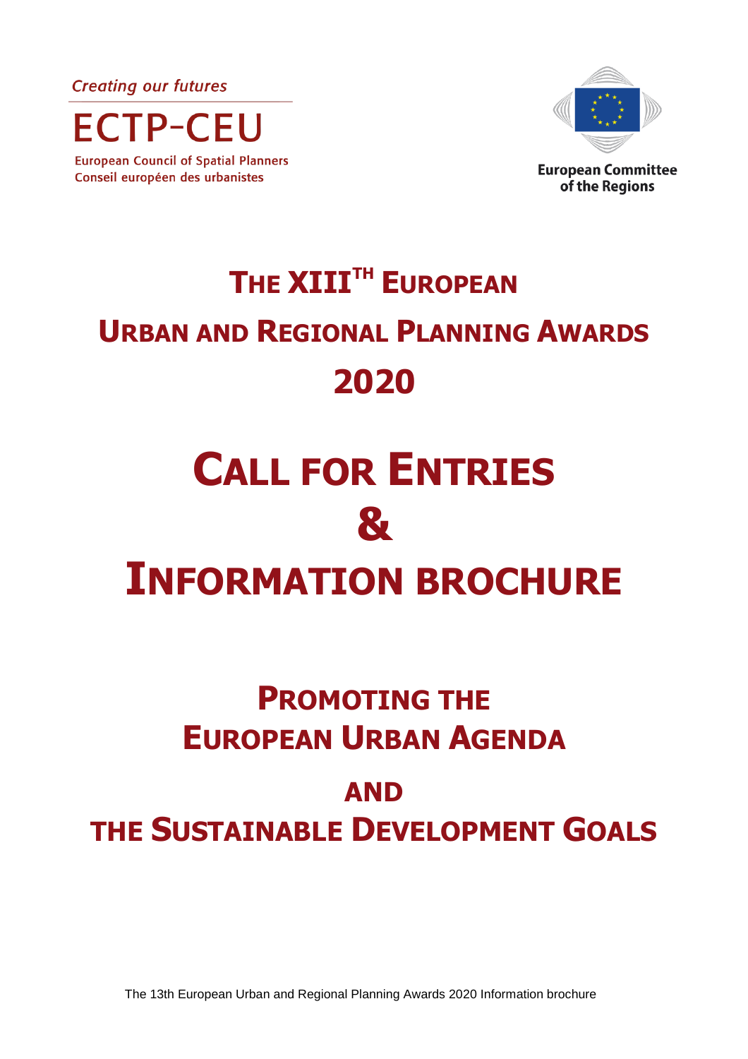*Creating our futures*

ECTP-CEU

European Council of Spatial Planners
Conseil européen des urbanistes

European Committee of the Regions

# The XIII$^{th}$ European Urban and Regional Planning Awards 2020

# Call for Entries & Information brochure

## Promoting the European Urban Agenda and the Sustainable Development Goals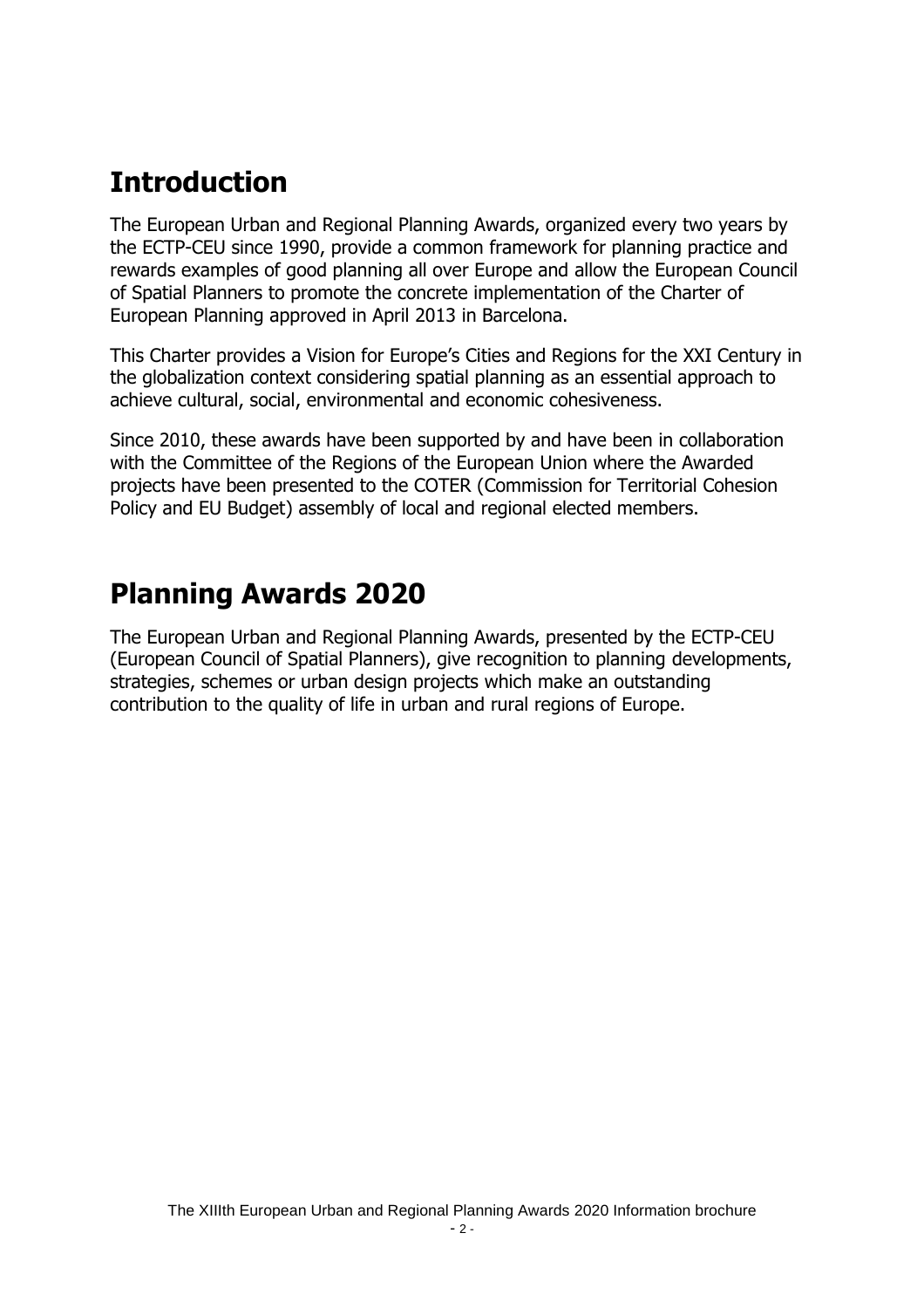# Introduction

The European Urban and Regional Planning Awards, organized every two years by the ECTP-CEU since 1990, provide a common framework for planning practice and rewards examples of good planning all over Europe and allow the European Council of Spatial Planners to promote the concrete implementation of the Charter of European Planning approved in April 2013 in Barcelona.

This Charter provides a Vision for Europe's Cities and Regions for the XXI Century in the globalization context considering spatial planning as an essential approach to achieve cultural, social, environmental and economic cohesiveness.

Since 2010, these awards have been supported by and have been in collaboration with the Committee of the Regions of the European Union where the Awarded projects have been presented to the COTER (Commission for Territorial Cohesion Policy and EU Budget) assembly of local and regional elected members.

# Planning Awards 2020

The European Urban and Regional Planning Awards, presented by the ECTP-CEU (European Council of Spatial Planners), give recognition to planning developments, strategies, schemes or urban design projects which make an outstanding contribution to the quality of life in urban and rural regions of Europe.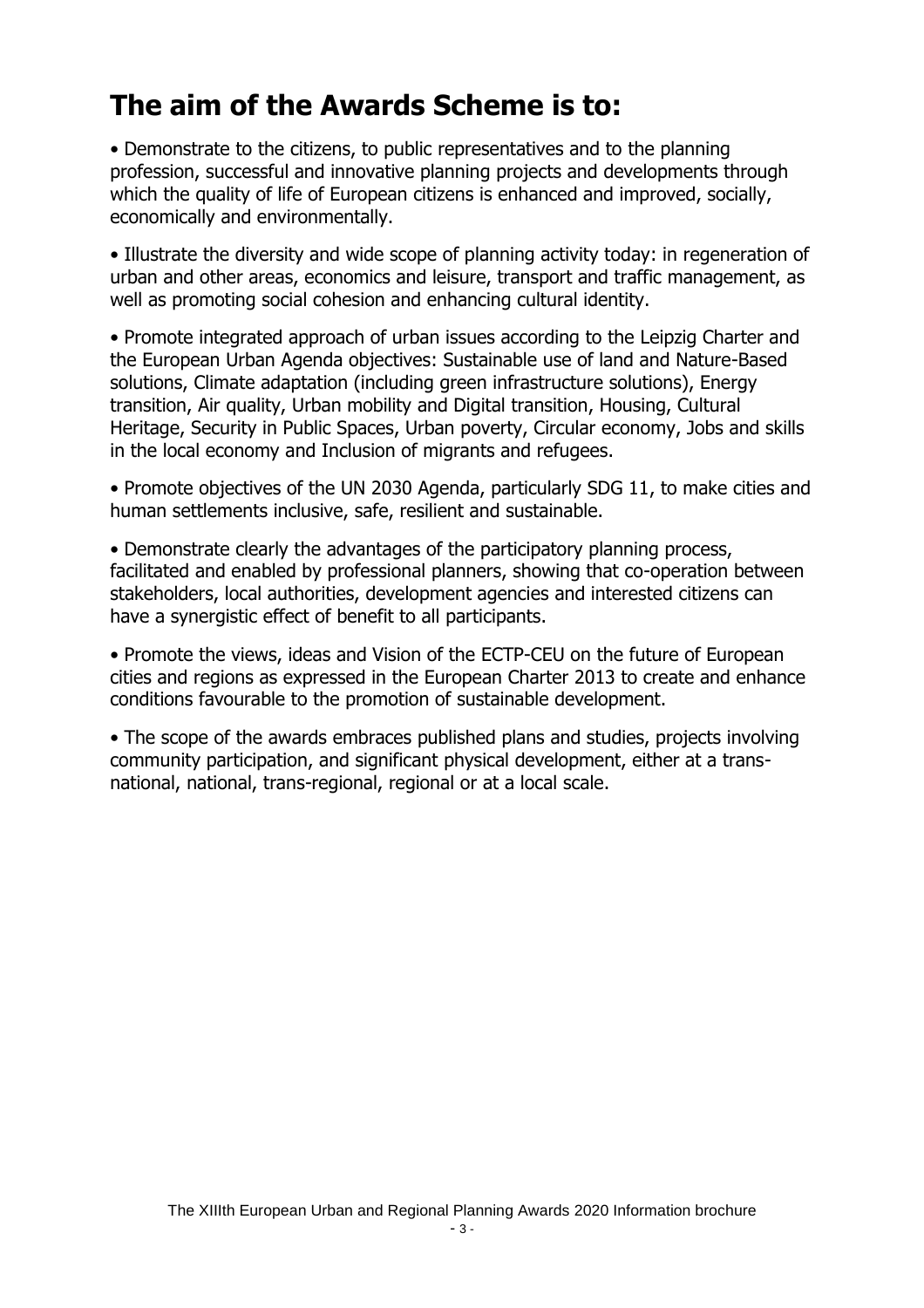# The aim of the Awards Scheme is to:

- Demonstrate to the citizens, to public representatives and to the planning profession, successful and innovative planning projects and developments through which the quality of life of European citizens is enhanced and improved, socially, economically and environmentally.

- Illustrate the diversity and wide scope of planning activity today: in regeneration of urban and other areas, economics and leisure, transport and traffic management, as well as promoting social cohesion and enhancing cultural identity.

- Promote integrated approach of urban issues according to the Leipzig Charter and the European Urban Agenda objectives: Sustainable use of land and Nature-Based solutions, Climate adaptation (including green infrastructure solutions), Energy transition, Air quality, Urban mobility and Digital transition, Housing, Cultural Heritage, Security in Public Spaces, Urban poverty, Circular economy, Jobs and skills in the local economy and Inclusion of migrants and refugees.

- Promote objectives of the UN 2030 Agenda, particularly SDG 11, to make cities and human settlements inclusive, safe, resilient and sustainable.

- Demonstrate clearly the advantages of the participatory planning process, facilitated and enabled by professional planners, showing that co-operation between stakeholders, local authorities, development agencies and interested citizens can have a synergistic effect of benefit to all participants.

- Promote the views, ideas and Vision of the ECTP-CEU on the future of European cities and regions as expressed in the European Charter 2013 to create and enhance conditions favourable to the promotion of sustainable development.

- The scope of the awards embraces published plans and studies, projects involving community participation, and significant physical development, either at a trans-national, national, trans-regional, regional or at a local scale.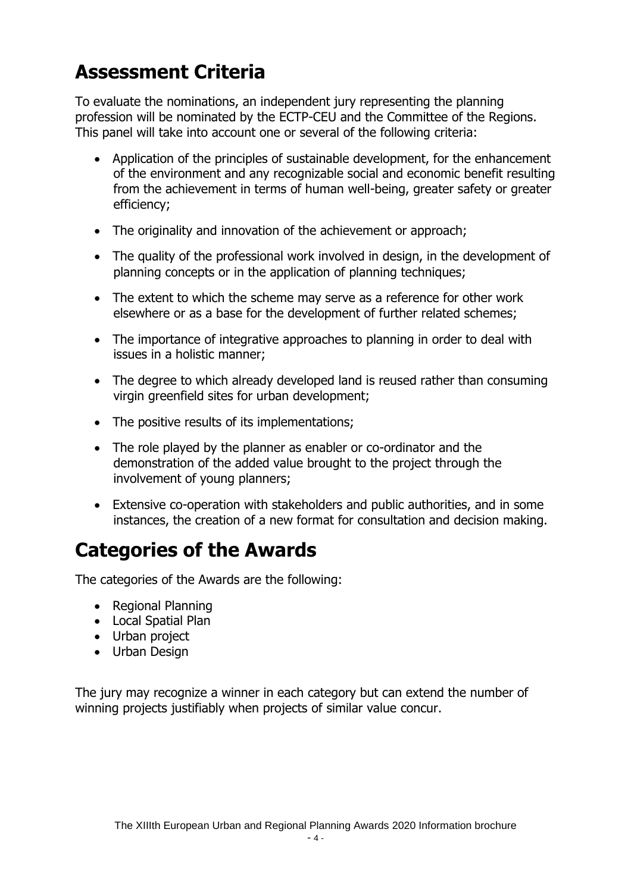## Assessment Criteria

To evaluate the nominations, an independent jury representing the planning profession will be nominated by the ECTP-CEU and the Committee of the Regions. This panel will take into account one or several of the following criteria:

- Application of the principles of sustainable development, for the enhancement of the environment and any recognizable social and economic benefit resulting from the achievement in terms of human well-being, greater safety or greater efficiency;
- The originality and innovation of the achievement or approach;
- The quality of the professional work involved in design, in the development of planning concepts or in the application of planning techniques;
- The extent to which the scheme may serve as a reference for other work elsewhere or as a base for the development of further related schemes;
- The importance of integrative approaches to planning in order to deal with issues in a holistic manner;
- The degree to which already developed land is reused rather than consuming virgin greenfield sites for urban development;
- The positive results of its implementations;
- The role played by the planner as enabler or co-ordinator and the demonstration of the added value brought to the project through the involvement of young planners;
- Extensive co-operation with stakeholders and public authorities, and in some instances, the creation of a new format for consultation and decision making.

## Categories of the Awards

The categories of the Awards are the following:

- Regional Planning
- Local Spatial Plan
- Urban project
- Urban Design

The jury may recognize a winner in each category but can extend the number of winning projects justifiably when projects of similar value concur.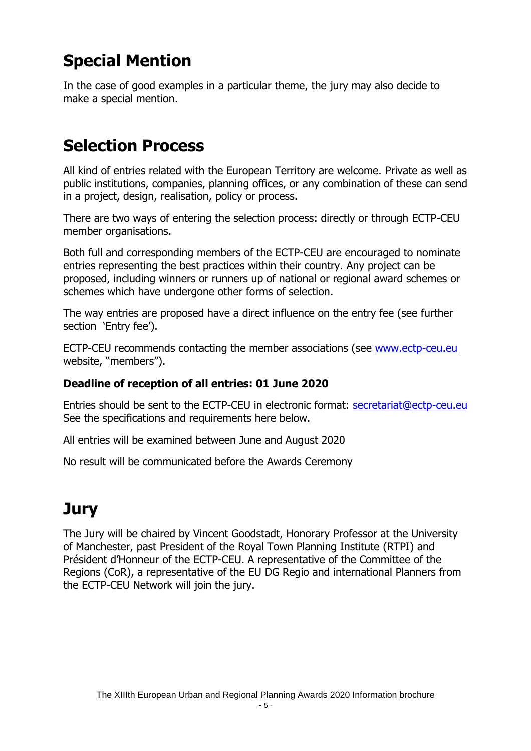# Special Mention

In the case of good examples in a particular theme, the jury may also decide to make a special mention.

# Selection Process

All kind of entries related with the European Territory are welcome. Private as well as public institutions, companies, planning offices, or any combination of these can send in a project, design, realisation, policy or process.

There are two ways of entering the selection process: directly or through ECTP-CEU member organisations.

Both full and corresponding members of the ECTP-CEU are encouraged to nominate entries representing the best practices within their country. Any project can be proposed, including winners or runners up of national or regional award schemes or schemes which have undergone other forms of selection.

The way entries are proposed have a direct influence on the entry fee (see further section 'Entry fee').

ECTP-CEU recommends contacting the member associations (see [www.ectp-ceu.eu](http://www.ectp-ceu.eu) website, "members").

**Deadline of reception of all entries: 01 June 2020**

Entries should be sent to the ECTP-CEU in electronic format: [secretariat@ectp-ceu.eu](mailto:secretariat@ectp-ceu.eu)
See the specifications and requirements here below.

All entries will be examined between June and August 2020

No result will be communicated before the Awards Ceremony

# Jury

The Jury will be chaired by Vincent Goodstadt, Honorary Professor at the University of Manchester, past President of the Royal Town Planning Institute (RTPI) and Président d'Honneur of the ECTP-CEU. A representative of the Committee of the Regions (CoR), a representative of the EU DG Regio and international Planners from the ECTP-CEU Network will join the jury.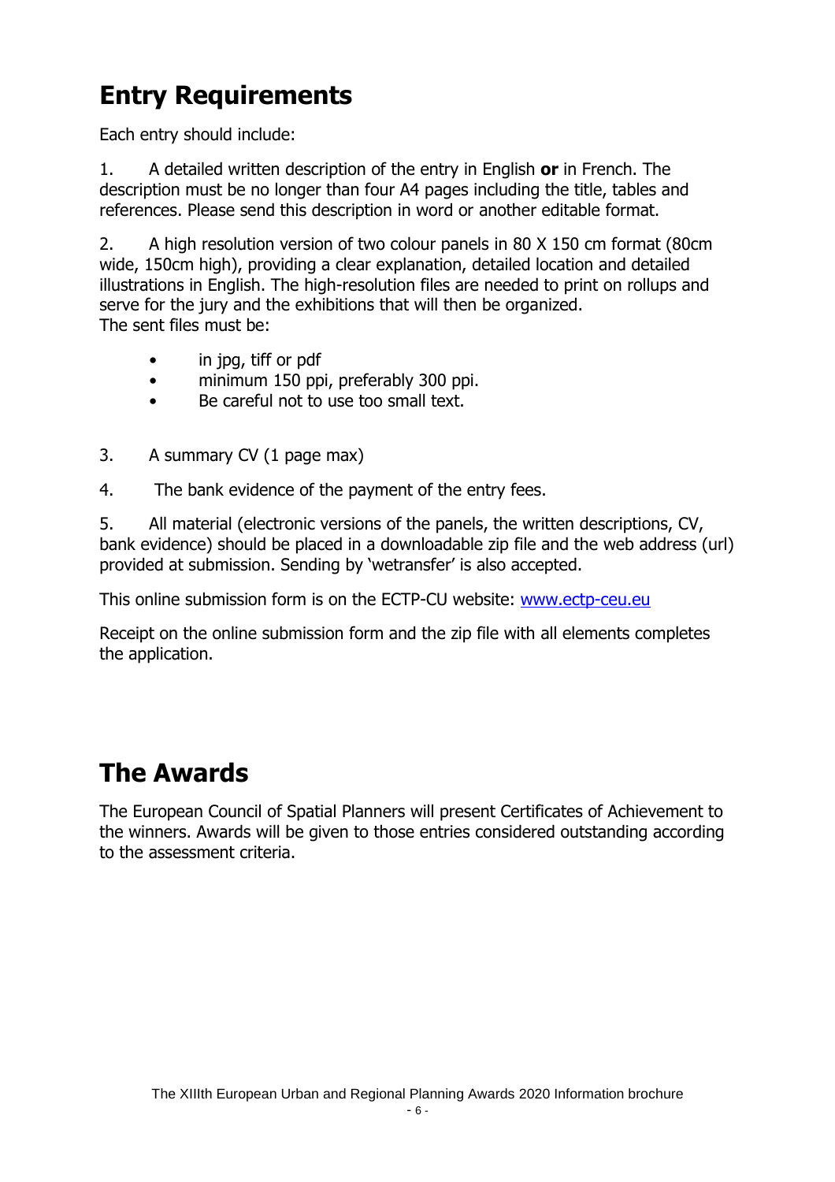## Entry Requirements

Each entry should include:

1. A detailed written description of the entry in English **or** in French. The description must be no longer than four A4 pages including the title, tables and references. Please send this description in word or another editable format.

2. A high resolution version of two colour panels in 80 X 150 cm format (80cm wide, 150cm high), providing a clear explanation, detailed location and detailed illustrations in English. The high-resolution files are needed to print on rollups and serve for the jury and the exhibitions that will then be organized.
The sent files must be:

   - in jpg, tiff or pdf
   - minimum 150 ppi, preferably 300 ppi.
   - Be careful not to use too small text.

3. A summary CV (1 page max)

4. The bank evidence of the payment of the entry fees.

5. All material (electronic versions of the panels, the written descriptions, CV, bank evidence) should be placed in a downloadable zip file and the web address (url) provided at submission. Sending by 'wetransfer' is also accepted.

This online submission form is on the ECTP-CU website: [www.ectp-ceu.eu](www.ectp-ceu.eu)

Receipt on the online submission form and the zip file with all elements completes the application.

## The Awards

The European Council of Spatial Planners will present Certificates of Achievement to the winners. Awards will be given to those entries considered outstanding according to the assessment criteria.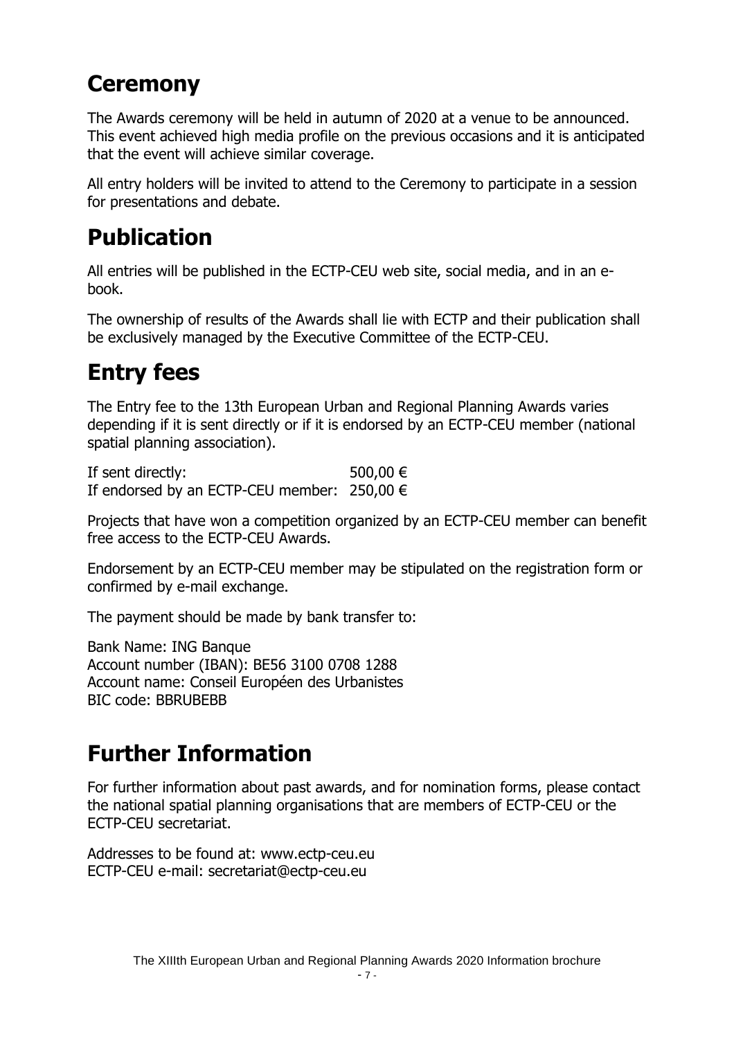## Ceremony

The Awards ceremony will be held in autumn of 2020 at a venue to be announced. This event achieved high media profile on the previous occasions and it is anticipated that the event will achieve similar coverage.

All entry holders will be invited to attend to the Ceremony to participate in a session for presentations and debate.

## Publication

All entries will be published in the ECTP-CEU web site, social media, and in an e-book.

The ownership of results of the Awards shall lie with ECTP and their publication shall be exclusively managed by the Executive Committee of the ECTP-CEU.

## Entry fees

The Entry fee to the 13th European Urban and Regional Planning Awards varies depending if it is sent directly or if it is endorsed by an ECTP-CEU member (national spatial planning association).

If sent directly: 500,00 €
If endorsed by an ECTP-CEU member: 250,00 €

Projects that have won a competition organized by an ECTP-CEU member can benefit free access to the ECTP-CEU Awards.

Endorsement by an ECTP-CEU member may be stipulated on the registration form or confirmed by e-mail exchange.

The payment should be made by bank transfer to:

Bank Name: ING Banque
Account number (IBAN): BE56 3100 0708 1288
Account name: Conseil Européen des Urbanistes
BIC code: BBRUBEBB

## Further Information

For further information about past awards, and for nomination forms, please contact the national spatial planning organisations that are members of ECTP-CEU or the ECTP-CEU secretariat.

Addresses to be found at: www.ectp-ceu.eu
ECTP-CEU e-mail: secretariat@ectp-ceu.eu